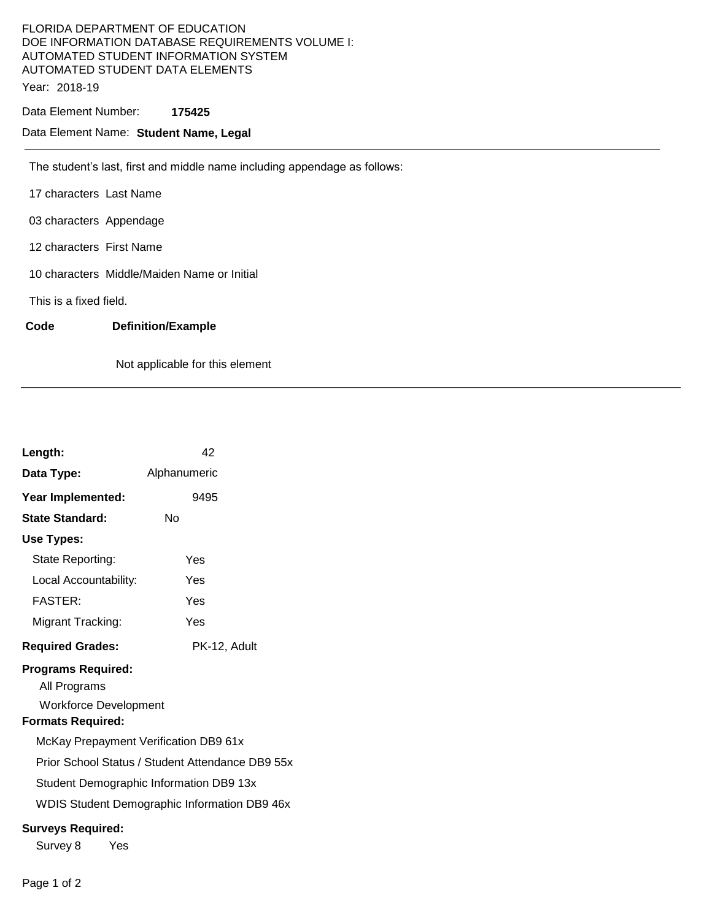FLORIDA DEPARTMENT OF EDUCATION
DOE INFORMATION DATABASE REQUIREMENTS VOLUME I:
AUTOMATED STUDENT INFORMATION SYSTEM
AUTOMATED STUDENT DATA ELEMENTS

Year: 2018-19

Data Element Number: **175425**

Data Element Name: **Student Name, Legal**

---

The student's last, first and middle name including appendage as follows:

17 characters Last Name

03 characters Appendage

12 characters First Name

10 characters Middle/Maiden Name or Initial

This is a fixed field.

| **Code** | **Definition/Example** |
|---|---|
| | Not applicable for this element |

---

**Length:** 42

**Data Type:** Alphanumeric

**Year Implemented:** 9495

**State Standard:** No

**Use Types:**

- State Reporting: Yes
- Local Accountability: Yes
- FASTER: Yes
- Migrant Tracking: Yes

**Required Grades:** PK-12, Adult

**Programs Required:**

- All Programs
- Workforce Development

**Formats Required:**

- McKay Prepayment Verification DB9 61x
- Prior School Status / Student Attendance DB9 55x
- Student Demographic Information DB9 13x
- WDIS Student Demographic Information DB9 46x

**Surveys Required:**

Survey 8 Yes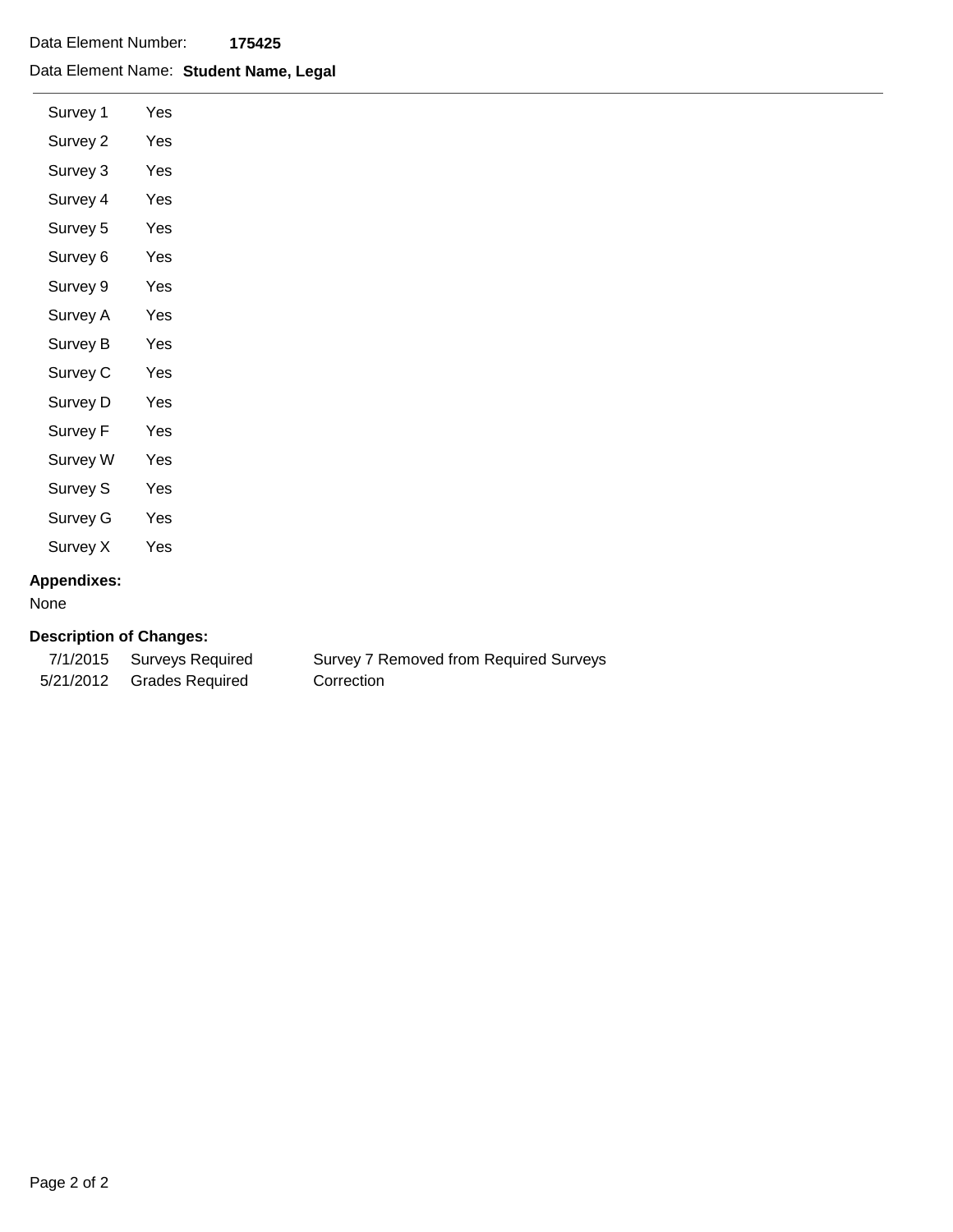Data Element Number: **175425**

Data Element Name: **Student Name, Legal**

| | |
|---|---|
| Survey 1 | Yes |
| Survey 2 | Yes |
| Survey 3 | Yes |
| Survey 4 | Yes |
| Survey 5 | Yes |
| Survey 6 | Yes |
| Survey 9 | Yes |
| Survey A | Yes |
| Survey B | Yes |
| Survey C | Yes |
| Survey D | Yes |
| Survey F | Yes |
| Survey W | Yes |
| Survey S | Yes |
| Survey G | Yes |
| Survey X | Yes |

**Appendixes:**

None

**Description of Changes:**

| | | |
|---|---|---|
| 7/1/2015 | Surveys Required | Survey 7 Removed from Required Surveys |
| 5/21/2012 | Grades Required | Correction |